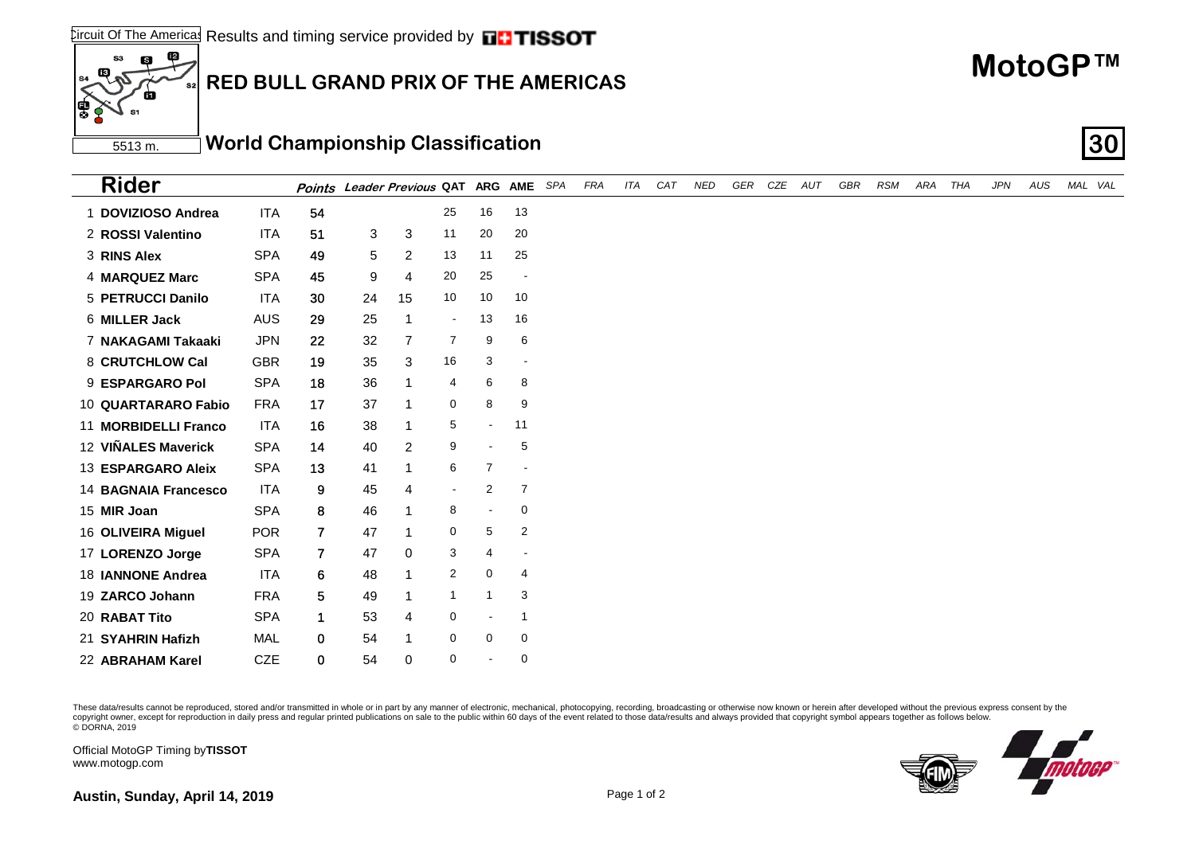Circuit Of The Americas Results and timing service provided by TISSOT

5513 m.

# MotoGP™

## RED BULL GRAND PRIX OF THE AMERICAS

### World Championship Classification

**30**

| | Rider | | Points | Leader | Previous | QAT | ARG | AME | SPA | FRA | ITA | CAT | NED | GER | CZE | AUT | GBR | RSM | ARA | THA | JPN | AUS | MAL | VAL |
|---|---|---|---|---|---|---|---|---|---|---|---|---|---|---|---|---|---|---|---|---|---|---|---|---|
| 1 | **DOVIZIOSO Andrea** | ITA | 54 | | | 25 | 16 | 13 | | | | | | | | | | | | | | | | |
| 2 | **ROSSI Valentino** | ITA | 51 | 3 | 3 | 11 | 20 | 20 | | | | | | | | | | | | | | | | |
| 3 | **RINS Alex** | SPA | 49 | 5 | 2 | 13 | 11 | 25 | | | | | | | | | | | | | | | | |
| 4 | **MARQUEZ Marc** | SPA | 45 | 9 | 4 | 20 | 25 | - | | | | | | | | | | | | | | | | |
| 5 | **PETRUCCI Danilo** | ITA | 30 | 24 | 15 | 10 | 10 | 10 | | | | | | | | | | | | | | | | |
| 6 | **MILLER Jack** | AUS | 29 | 25 | 1 | - | 13 | 16 | | | | | | | | | | | | | | | | |
| 7 | **NAKAGAMI Takaaki** | JPN | 22 | 32 | 7 | 7 | 9 | 6 | | | | | | | | | | | | | | | | |
| 8 | **CRUTCHLOW Cal** | GBR | 19 | 35 | 3 | 16 | 3 | - | | | | | | | | | | | | | | | | |
| 9 | **ESPARGARO Pol** | SPA | 18 | 36 | 1 | 4 | 6 | 8 | | | | | | | | | | | | | | | | |
| 10 | **QUARTARARO Fabio** | FRA | 17 | 37 | 1 | 0 | 8 | 9 | | | | | | | | | | | | | | | | |
| 11 | **MORBIDELLI Franco** | ITA | 16 | 38 | 1 | 5 | - | 11 | | | | | | | | | | | | | | | | |
| 12 | **VIÑALES Maverick** | SPA | 14 | 40 | 2 | 9 | - | 5 | | | | | | | | | | | | | | | | |
| 13 | **ESPARGARO Aleix** | SPA | 13 | 41 | 1 | 6 | 7 | - | | | | | | | | | | | | | | | | |
| 14 | **BAGNAIA Francesco** | ITA | 9 | 45 | 4 | - | 2 | 7 | | | | | | | | | | | | | | | | |
| 15 | **MIR Joan** | SPA | 8 | 46 | 1 | 8 | - | 0 | | | | | | | | | | | | | | | | |
| 16 | **OLIVEIRA Miguel** | POR | 7 | 47 | 1 | 0 | 5 | 2 | | | | | | | | | | | | | | | | |
| 17 | **LORENZO Jorge** | SPA | 7 | 47 | 0 | 3 | 4 | - | | | | | | | | | | | | | | | | |
| 18 | **IANNONE Andrea** | ITA | 6 | 48 | 1 | 2 | 0 | 4 | | | | | | | | | | | | | | | | |
| 19 | **ZARCO Johann** | FRA | 5 | 49 | 1 | 1 | 1 | 3 | | | | | | | | | | | | | | | | |
| 20 | **RABAT Tito** | SPA | 1 | 53 | 4 | 0 | - | 1 | | | | | | | | | | | | | | | | |
| 21 | **SYAHRIN Hafizh** | MAL | 0 | 54 | 1 | 0 | 0 | 0 | | | | | | | | | | | | | | | | |
| 22 | **ABRAHAM Karel** | CZE | 0 | 54 | 0 | 0 | - | 0 | | | | | | | | | | | | | | | | |

These data/results cannot be reproduced, stored and/or transmitted in whole or in part by any manner of electronic, mechanical, photocopying, recording, broadcasting or otherwise now known or herein after developed without the previous express consent by the copyright owner, except for reproduction in daily press and regular printed publications on sale to the public within 60 days of the event related to those data/results and always provided that copyright symbol appears together as follows below.
© DORNA, 2019

Official MotoGP Timing by **TISSOT**
www.motogp.com

**Austin, Sunday, April 14, 2019**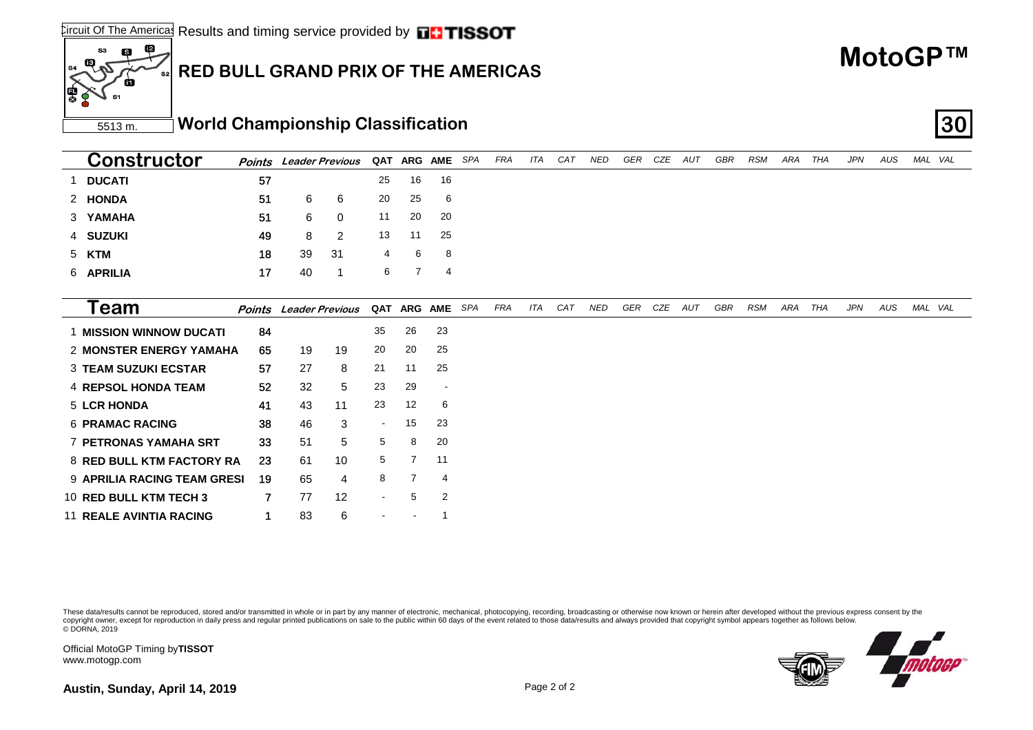Circuit Of The Americas Results and timing service provided by TISSOT

5513 m.

## RED BULL GRAND PRIX OF THE AMERICAS

# MotoGP™

## World Championship Classification

**30**

| | Constructor | Points | Leader | Previous | QAT | ARG | AME | SPA | FRA | ITA | CAT | NED | GER | CZE | AUT | GBR | RSM | ARA | THA | JPN | AUS | MAL | VAL |
|---|---|---|---|---|---|---|---|---|---|---|---|---|---|---|---|---|---|---|---|---|---|---|---|
| 1 | DUCATI | 57 | | | 25 | 16 | 16 | | | | | | | | | | | | | | | | |
| 2 | HONDA | 51 | 6 | 6 | 20 | 25 | 6 | | | | | | | | | | | | | | | | |
| 3 | YAMAHA | 51 | 6 | 0 | 11 | 20 | 20 | | | | | | | | | | | | | | | | |
| 4 | SUZUKI | 49 | 8 | 2 | 13 | 11 | 25 | | | | | | | | | | | | | | | | |
| 5 | KTM | 18 | 39 | 31 | 4 | 6 | 8 | | | | | | | | | | | | | | | | |
| 6 | APRILIA | 17 | 40 | 1 | 6 | 7 | 4 | | | | | | | | | | | | | | | | |

| | Team | Points | Leader | Previous | QAT | ARG | AME | SPA | FRA | ITA | CAT | NED | GER | CZE | AUT | GBR | RSM | ARA | THA | JPN | AUS | MAL | VAL |
|---|---|---|---|---|---|---|---|---|---|---|---|---|---|---|---|---|---|---|---|---|---|---|---|
| 1 | MISSION WINNOW DUCATI | 84 | | | 35 | 26 | 23 | | | | | | | | | | | | | | | | |
| 2 | MONSTER ENERGY YAMAHA | 65 | 19 | 19 | 20 | 20 | 25 | | | | | | | | | | | | | | | | |
| 3 | TEAM SUZUKI ECSTAR | 57 | 27 | 8 | 21 | 11 | 25 | | | | | | | | | | | | | | | | |
| 4 | REPSOL HONDA TEAM | 52 | 32 | 5 | 23 | 29 | - | | | | | | | | | | | | | | | | |
| 5 | LCR HONDA | 41 | 43 | 11 | 23 | 12 | 6 | | | | | | | | | | | | | | | | |
| 6 | PRAMAC RACING | 38 | 46 | 3 | - | 15 | 23 | | | | | | | | | | | | | | | | |
| 7 | PETRONAS YAMAHA SRT | 33 | 51 | 5 | 5 | 8 | 20 | | | | | | | | | | | | | | | | |
| 8 | RED BULL KTM FACTORY RA | 23 | 61 | 10 | 5 | 7 | 11 | | | | | | | | | | | | | | | | |
| 9 | APRILIA RACING TEAM GRESI | 19 | 65 | 4 | 8 | 7 | 4 | | | | | | | | | | | | | | | | |
| 10 | RED BULL KTM TECH 3 | 7 | 77 | 12 | - | 5 | 2 | | | | | | | | | | | | | | | | |
| 11 | REALE AVINTIA RACING | 1 | 83 | 6 | - | - | 1 | | | | | | | | | | | | | | | | |

These data/results cannot be reproduced, stored and/or transmitted in whole or in part by any manner of electronic, mechanical, photocopying, recording, broadcasting or otherwise now known or herein after developed without the previous express consent by the copyright owner, except for reproduction in daily press and regular printed publications on sale to the public within 60 days of the event related to those data/results and always provided that copyright symbol appears together as follows below.
© DORNA, 2019

Official MotoGP Timing by **TISSOT**
www.motogp.com

**Austin, Sunday, April 14, 2019**